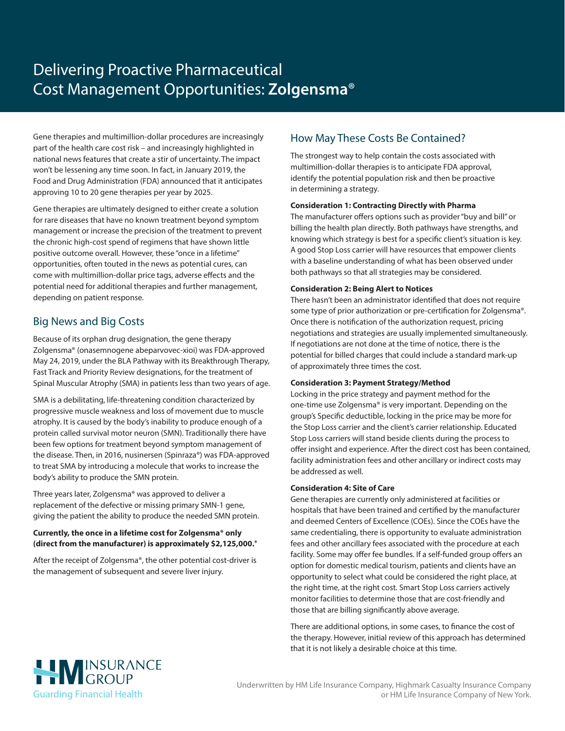# Delivering Proactive Pharmaceutical Cost Management Opportunities: **Zolgensma®**

Gene therapies and multimillion-dollar procedures are increasingly part of the health care cost risk – and increasingly highlighted in national news features that create a stir of uncertainty. The impact won't be lessening any time soon. In fact, in January 2019, the Food and Drug Administration (FDA) announced that it anticipates approving 10 to 20 gene therapies per year by 2025.

Gene therapies are ultimately designed to either create a solution for rare diseases that have no known treatment beyond symptom management or increase the precision of the treatment to prevent the chronic high-cost spend of regimens that have shown little positive outcome overall. However, these "once in a lifetime" opportunities, often touted in the news as potential cures, can come with multimillion-dollar price tags, adverse effects and the potential need for additional therapies and further management, depending on patient response.

## Big News and Big Costs

Because of its orphan drug designation, the gene therapy Zolgensma® (onasemnogene abeparvovec-xioi) was FDA-approved May 24, 2019, under the BLA Pathway with its Breakthrough Therapy, Fast Track and Priority Review designations, for the treatment of Spinal Muscular Atrophy (SMA) in patients less than two years of age.

SMA is a debilitating, life-threatening condition characterized by progressive muscle weakness and loss of movement due to muscle atrophy. It is caused by the body's inability to produce enough of a protein called survival motor neuron (SMN). Traditionally there have been few options for treatment beyond symptom management of the disease. Then, in 2016, nusinersen (Spinraza®) was FDA-approved to treat SMA by introducing a molecule that works to increase the body's ability to produce the SMN protein.

Three years later, Zolgensma® was approved to deliver a replacement of the defective or missing primary SMN-1 gene, giving the patient the ability to produce the needed SMN protein.

**Currently, the once in a lifetime cost for Zolgensma® only (direct from the manufacturer) is approximately $2,125,000.***

After the receipt of Zolgensma®, the other potential cost-driver is the management of subsequent and severe liver injury.

## How May These Costs Be Contained?

The strongest way to help contain the costs associated with multimillion-dollar therapies is to anticipate FDA approval, identify the potential population risk and then be proactive in determining a strategy.

**Consideration 1: Contracting Directly with Pharma**

The manufacturer offers options such as provider "buy and bill" or billing the health plan directly. Both pathways have strengths, and knowing which strategy is best for a specific client's situation is key. A good Stop Loss carrier will have resources that empower clients with a baseline understanding of what has been observed under both pathways so that all strategies may be considered.

**Consideration 2: Being Alert to Notices**

There hasn't been an administrator identified that does not require some type of prior authorization or pre-certification for Zolgensma®. Once there is notification of the authorization request, pricing negotiations and strategies are usually implemented simultaneously. If negotiations are not done at the time of notice, there is the potential for billed charges that could include a standard mark-up of approximately three times the cost.

**Consideration 3: Payment Strategy/Method**

Locking in the price strategy and payment method for the one-time use Zolgensma® is very important. Depending on the group's Specific deductible, locking in the price may be more for the Stop Loss carrier and the client's carrier relationship. Educated Stop Loss carriers will stand beside clients during the process to offer insight and experience. After the direct cost has been contained, facility administration fees and other ancillary or indirect costs may be addressed as well.

**Consideration 4: Site of Care**

Gene therapies are currently only administered at facilities or hospitals that have been trained and certified by the manufacturer and deemed Centers of Excellence (COEs). Since the COEs have the same credentialing, there is opportunity to evaluate administration fees and other ancillary fees associated with the procedure at each facility. Some may offer fee bundles. If a self-funded group offers an option for domestic medical tourism, patients and clients have an opportunity to select what could be considered the right place, at the right time, at the right cost. Smart Stop Loss carriers actively monitor facilities to determine those that are cost-friendly and those that are billing significantly above average.

There are additional options, in some cases, to finance the cost of the therapy. However, initial review of this approach has determined that it is not likely a desirable choice at this time.

HM INSURANCE GROUP
Guarding Financial Health

Underwritten by HM Life Insurance Company, Highmark Casualty Insurance Company or HM Life Insurance Company of New York.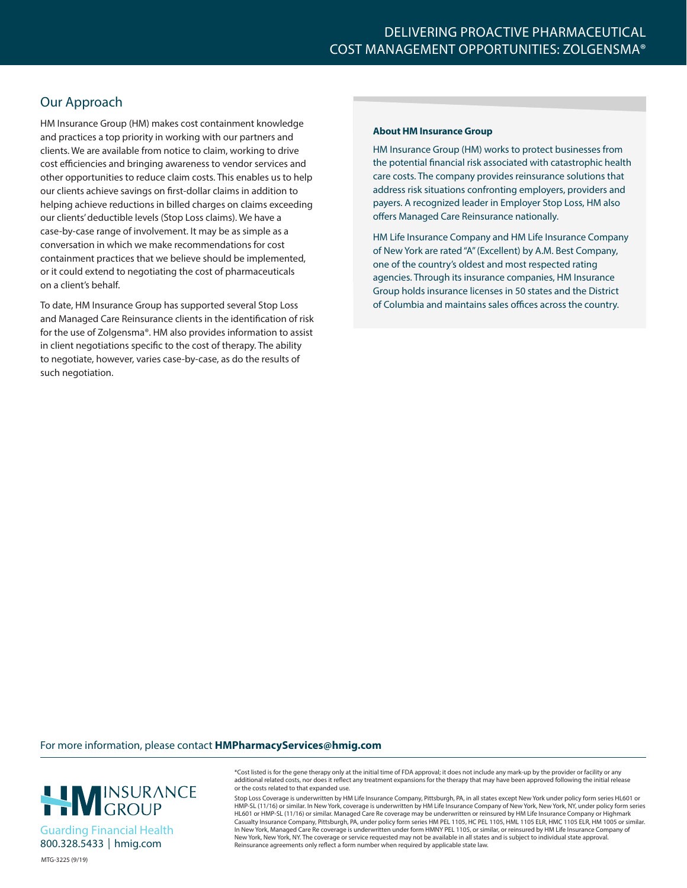## Our Approach

HM Insurance Group (HM) makes cost containment knowledge and practices a top priority in working with our partners and clients. We are available from notice to claim, working to drive cost efficiencies and bringing awareness to vendor services and other opportunities to reduce claim costs. This enables us to help our clients achieve savings on first-dollar claims in addition to helping achieve reductions in billed charges on claims exceeding our clients' deductible levels (Stop Loss claims). We have a case-by-case range of involvement. It may be as simple as a conversation in which we make recommendations for cost containment practices that we believe should be implemented, or it could extend to negotiating the cost of pharmaceuticals on a client's behalf.

To date, HM Insurance Group has supported several Stop Loss and Managed Care Reinsurance clients in the identification of risk for the use of Zolgensma®. HM also provides information to assist in client negotiations specific to the cost of therapy. The ability to negotiate, however, varies case-by-case, as do the results of such negotiation.

**About HM Insurance Group**

HM Insurance Group (HM) works to protect businesses from the potential financial risk associated with catastrophic health care costs. The company provides reinsurance solutions that address risk situations confronting employers, providers and payers. A recognized leader in Employer Stop Loss, HM also offers Managed Care Reinsurance nationally.

HM Life Insurance Company and HM Life Insurance Company of New York are rated "A" (Excellent) by A.M. Best Company, one of the country's oldest and most respected rating agencies. Through its insurance companies, HM Insurance Group holds insurance licenses in 50 states and the District of Columbia and maintains sales offices across the country.

For more information, please contact **HMPharmacyServices@hmig.com**

HM INSURANCE GROUP

Guarding Financial Health

800.328.5433 | hmig.com

*Cost listed is for the gene therapy only at the initial time of FDA approval; it does not include any mark-up by the provider or facility or any additional related costs, nor does it reflect any treatment expansions for the therapy that may have been approved following the initial release or the costs related to that expanded use.

Stop Loss Coverage is underwritten by HM Life Insurance Company, Pittsburgh, PA, in all states except New York under policy form series HL601 or HMP-SL (11/16) or similar. In New York, coverage is underwritten by HM Life Insurance Company of New York, New York, NY, under policy form series HL601 or HMP-SL (11/16) or similar. Managed Care Re coverage may be underwritten or reinsured by HM Life Insurance Company or Highmark Casualty Insurance Company, Pittsburgh, PA, under policy form series HM PEL 1105, HC PEL 1105, HML 1105 ELR, HMC 1105 ELR, HM 1005 or similar. In New York, Managed Care Re coverage is underwritten under form HMNY PEL 1105, or similar, or reinsured by HM Life Insurance Company of New York, New York, NY. The coverage or service requested may not be available in all states and is subject to individual state approval. Reinsurance agreements only reflect a form number when required by applicable state law.

MTG-3225 (9/19)